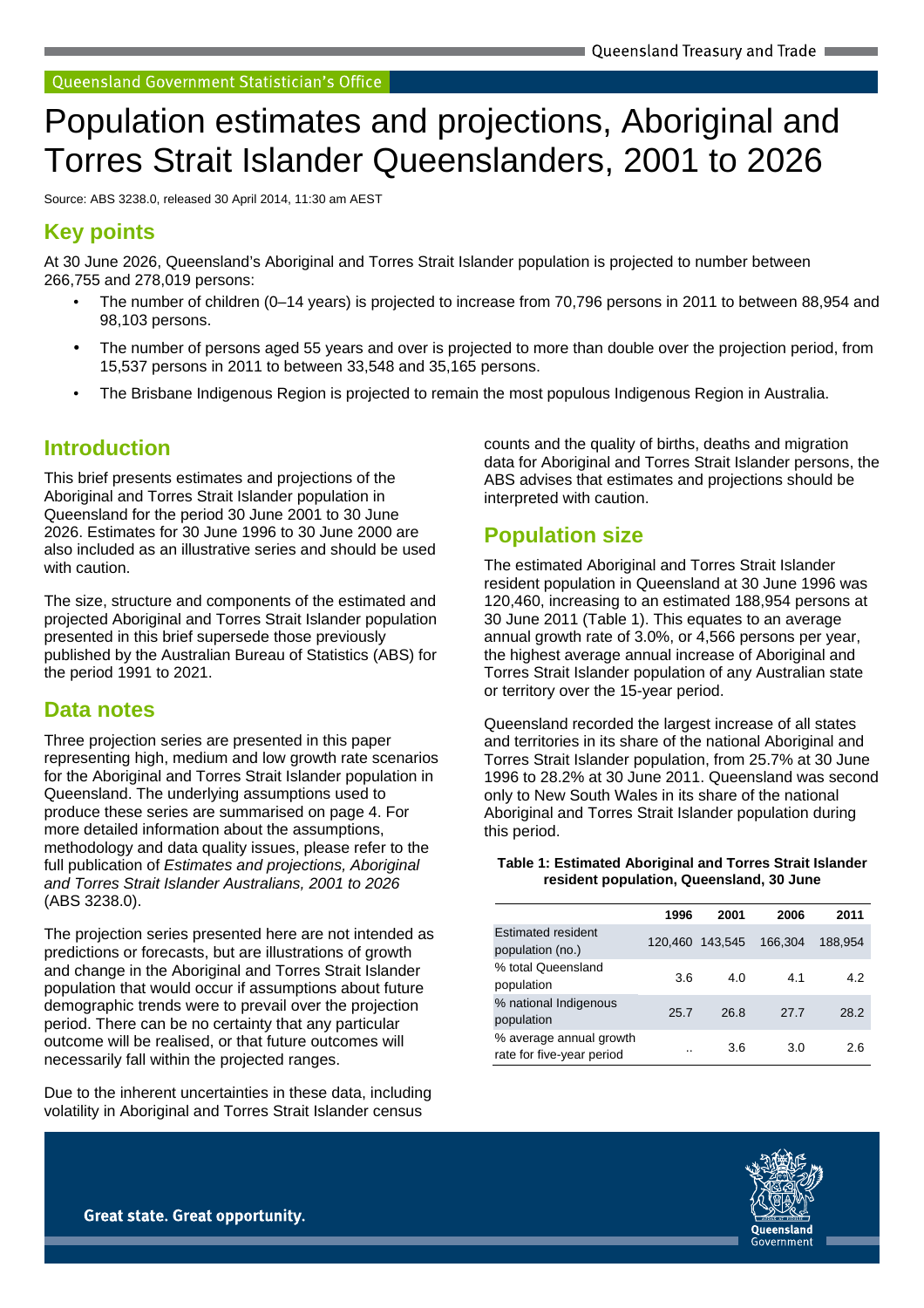Queensland Government Statistician's Office

# Population estimates and projections, Aboriginal and Torres Strait Islander Queenslanders, 2001 to 2026

Source: ABS 3238.0, released 30 April 2014, 11:30 am AEST

## Key points

At 30 June 2026, Queensland's Aboriginal and Torres Strait Islander population is projected to number between 266,755 and 278,019 persons:

- The number of children (0–14 years) is projected to increase from 70,796 persons in 2011 to between 88,954 and 98,103 persons.
- The number of persons aged 55 years and over is projected to more than double over the projection period, from 15,537 persons in 2011 to between 33,548 and 35,165 persons.
- The Brisbane Indigenous Region is projected to remain the most populous Indigenous Region in Australia.

## Introduction

This brief presents estimates and projections of the Aboriginal and Torres Strait Islander population in Queensland for the period 30 June 2001 to 30 June 2026. Estimates for 30 June 1996 to 30 June 2000 are also included as an illustrative series and should be used with caution.

The size, structure and components of the estimated and projected Aboriginal and Torres Strait Islander population presented in this brief supersede those previously published by the Australian Bureau of Statistics (ABS) for the period 1991 to 2021.

## Data notes

Three projection series are presented in this paper representing high, medium and low growth rate scenarios for the Aboriginal and Torres Strait Islander population in Queensland. The underlying assumptions used to produce these series are summarised on page 4. For more detailed information about the assumptions, methodology and data quality issues, please refer to the full publication of *Estimates and projections, Aboriginal and Torres Strait Islander Australians, 2001 to 2026* (ABS 3238.0).

The projection series presented here are not intended as predictions or forecasts, but are illustrations of growth and change in the Aboriginal and Torres Strait Islander population that would occur if assumptions about future demographic trends were to prevail over the projection period. There can be no certainty that any particular outcome will be realised, or that future outcomes will necessarily fall within the projected ranges.

Due to the inherent uncertainties in these data, including volatility in Aboriginal and Torres Strait Islander census counts and the quality of births, deaths and migration data for Aboriginal and Torres Strait Islander persons, the ABS advises that estimates and projections should be interpreted with caution.

## Population size

The estimated Aboriginal and Torres Strait Islander resident population in Queensland at 30 June 1996 was 120,460, increasing to an estimated 188,954 persons at 30 June 2011 (Table 1). This equates to an average annual growth rate of 3.0%, or 4,566 persons per year, the highest average annual increase of Aboriginal and Torres Strait Islander population of any Australian state or territory over the 15-year period.

Queensland recorded the largest increase of all states and territories in its share of the national Aboriginal and Torres Strait Islander population, from 25.7% at 30 June 1996 to 28.2% at 30 June 2011. Queensland was second only to New South Wales in its share of the national Aboriginal and Torres Strait Islander population during this period.

**Table 1: Estimated Aboriginal and Torres Strait Islander resident population, Queensland, 30 June**

| | 1996 | 2001 | 2006 | 2011 |
|---|---|---|---|---|
| Estimated resident population (no.) | 120,460 | 143,545 | 166,304 | 188,954 |
| % total Queensland population | 3.6 | 4.0 | 4.1 | 4.2 |
| % national Indigenous population | 25.7 | 26.8 | 27.7 | 28.2 |
| % average annual growth rate for five-year period | .. | 3.6 | 3.0 | 2.6 |

Great state. Great opportunity.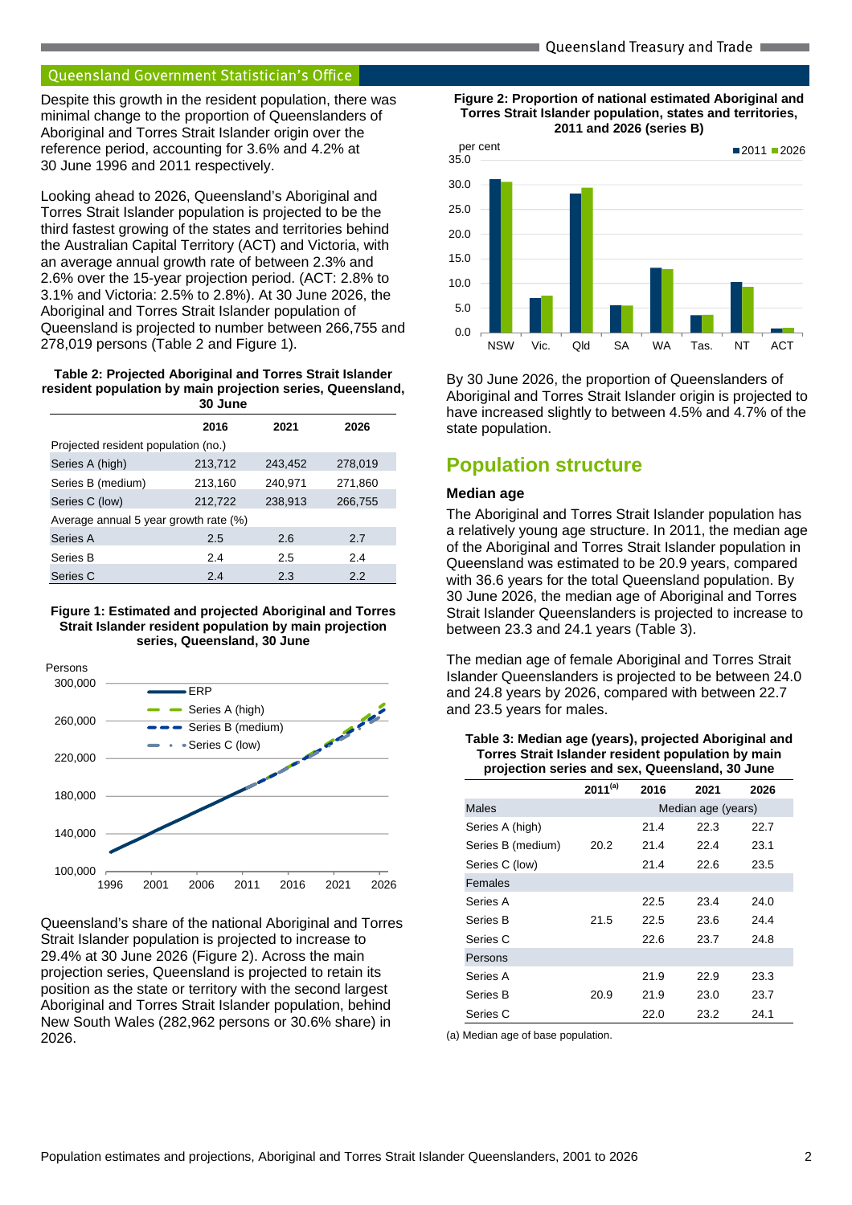Despite this growth in the resident population, there was minimal change to the proportion of Queenslanders of Aboriginal and Torres Strait Islander origin over the reference period, accounting for 3.6% and 4.2% at 30 June 1996 and 2011 respectively.

Looking ahead to 2026, Queensland's Aboriginal and Torres Strait Islander population is projected to be the third fastest growing of the states and territories behind the Australian Capital Territory (ACT) and Victoria, with an average annual growth rate of between 2.3% and 2.6% over the 15-year projection period. (ACT: 2.8% to 3.1% and Victoria: 2.5% to 2.8%). At 30 June 2026, the Aboriginal and Torres Strait Islander population of Queensland is projected to number between 266,755 and 278,019 persons (Table 2 and Figure 1).

**Table 2: Projected Aboriginal and Torres Strait Islander resident population by main projection series, Queensland, 30 June**

| | 2016 | 2021 | 2026 |
|---|---|---|---|
| Projected resident population (no.) | | | |
| Series A (high) | 213,712 | 243,452 | 278,019 |
| Series B (medium) | 213,160 | 240,971 | 271,860 |
| Series C (low) | 212,722 | 238,913 | 266,755 |
| Average annual 5 year growth rate (%) | | | |
| Series A | 2.5 | 2.6 | 2.7 |
| Series B | 2.4 | 2.5 | 2.4 |
| Series C | 2.4 | 2.3 | 2.2 |

**Figure 1: Estimated and projected Aboriginal and Torres Strait Islander resident population by main projection series, Queensland, 30 June**

Queensland's share of the national Aboriginal and Torres Strait Islander population is projected to increase to 29.4% at 30 June 2026 (Figure 2). Across the main projection series, Queensland is projected to retain its position as the state or territory with the second largest Aboriginal and Torres Strait Islander population, behind New South Wales (282,962 persons or 30.6% share) in 2026.

**Figure 2: Proportion of national estimated Aboriginal and Torres Strait Islander population, states and territories, 2011 and 2026 (series B)**

By 30 June 2026, the proportion of Queenslanders of Aboriginal and Torres Strait Islander origin is projected to have increased slightly to between 4.5% and 4.7% of the state population.

## Population structure

### Median age

The Aboriginal and Torres Strait Islander population has a relatively young age structure. In 2011, the median age of the Aboriginal and Torres Strait Islander population in Queensland was estimated to be 20.9 years, compared with 36.6 years for the total Queensland population. By 30 June 2026, the median age of Aboriginal and Torres Strait Islander Queenslanders is projected to increase to between 23.3 and 24.1 years (Table 3).

The median age of female Aboriginal and Torres Strait Islander Queenslanders is projected to be between 24.0 and 24.8 years by 2026, compared with between 22.7 and 23.5 years for males.

**Table 3: Median age (years), projected Aboriginal and Torres Strait Islander resident population by main projection series and sex, Queensland, 30 June**

| | 2011[(a)] | 2016 | 2021 | 2026 |
|---|---|---|---|---|
| Males | | Median age (years) | | |
| Series A (high) | | 21.4 | 22.3 | 22.7 |
| Series B (medium) | 20.2 | 21.4 | 22.4 | 23.1 |
| Series C (low) | | 21.4 | 22.6 | 23.5 |
| Females | | | | |
| Series A | | 22.5 | 23.4 | 24.0 |
| Series B | 21.5 | 22.5 | 23.6 | 24.4 |
| Series C | | 22.6 | 23.7 | 24.8 |
| Persons | | | | |
| Series A | | 21.9 | 22.9 | 23.3 |
| Series B | 20.9 | 21.9 | 23.0 | 23.7 |
| Series C | | 22.0 | 23.2 | 24.1 |

(a) Median age of base population.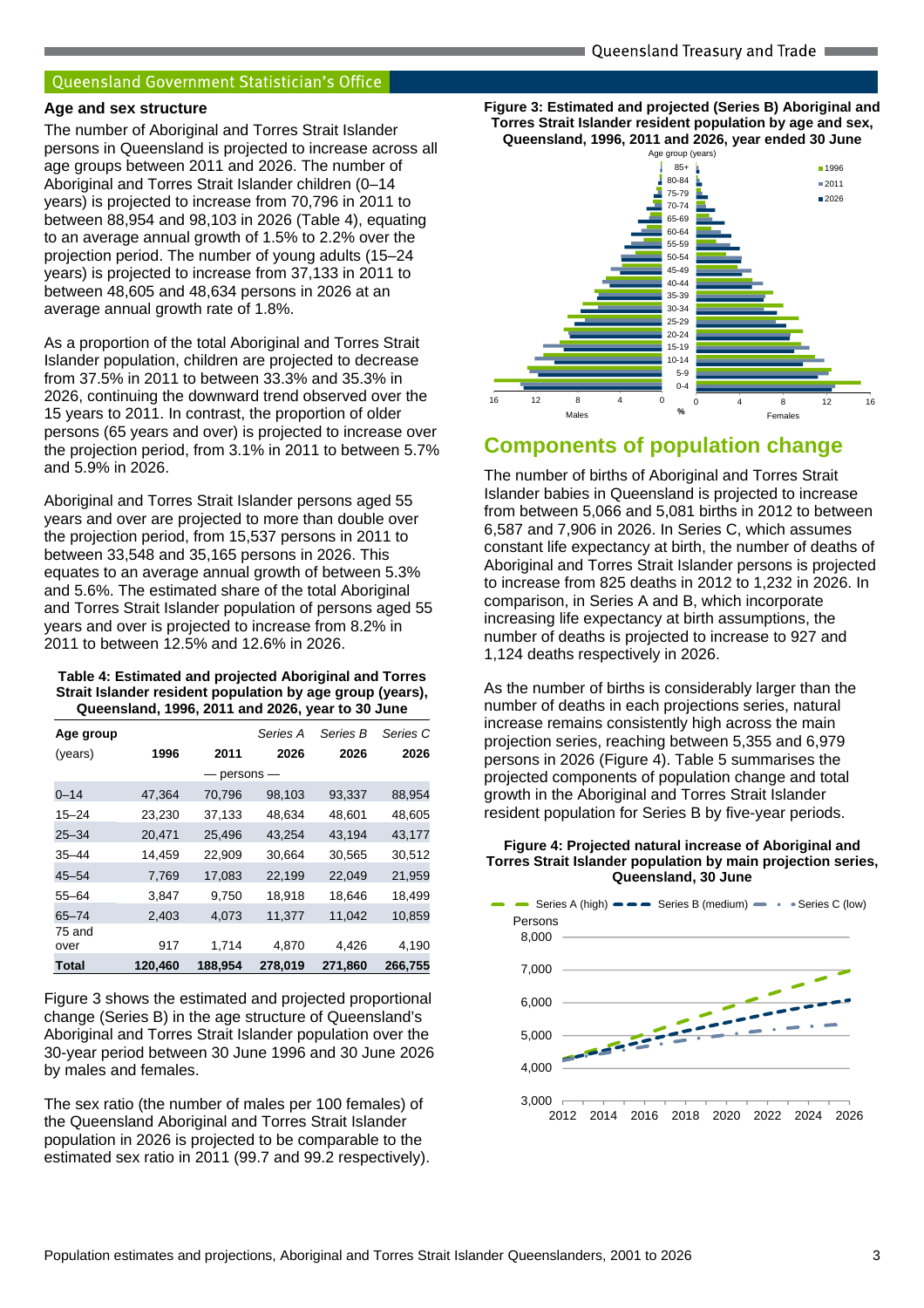## Age and sex structure

The number of Aboriginal and Torres Strait Islander persons in Queensland is projected to increase across all age groups between 2011 and 2026. The number of Aboriginal and Torres Strait Islander children (0–14 years) is projected to increase from 70,796 in 2011 to between 88,954 and 98,103 in 2026 (Table 4), equating to an average annual growth of 1.5% to 2.2% over the projection period. The number of young adults (15–24 years) is projected to increase from 37,133 in 2011 to between 48,605 and 48,634 persons in 2026 at an average annual growth rate of 1.8%.

As a proportion of the total Aboriginal and Torres Strait Islander population, children are projected to decrease from 37.5% in 2011 to between 33.3% and 35.3% in 2026, continuing the downward trend observed over the 15 years to 2011. In contrast, the proportion of older persons (65 years and over) is projected to increase over the projection period, from 3.1% in 2011 to between 5.7% and 5.9% in 2026.

Aboriginal and Torres Strait Islander persons aged 55 years and over are projected to more than double over the projection period, from 15,537 persons in 2011 to between 33,548 and 35,165 persons in 2026. This equates to an average annual growth of between 5.3% and 5.6%. The estimated share of the total Aboriginal and Torres Strait Islander population of persons aged 55 years and over is projected to increase from 8.2% in 2011 to between 12.5% and 12.6% in 2026.

**Table 4: Estimated and projected Aboriginal and Torres Strait Islander resident population by age group (years), Queensland, 1996, 2011 and 2026, year to 30 June**

| Age group (years) | 1996 | 2011 | Series A 2026 | Series B 2026 | Series C 2026 |
|---|---|---|---|---|---|
| | | — persons — | | | |
| 0–14 | 47,364 | 70,796 | 98,103 | 93,337 | 88,954 |
| 15–24 | 23,230 | 37,133 | 48,634 | 48,601 | 48,605 |
| 25–34 | 20,471 | 25,496 | 43,254 | 43,194 | 43,177 |
| 35–44 | 14,459 | 22,909 | 30,664 | 30,565 | 30,512 |
| 45–54 | 7,769 | 17,083 | 22,199 | 22,049 | 21,959 |
| 55–64 | 3,847 | 9,750 | 18,918 | 18,646 | 18,499 |
| 65–74 | 2,403 | 4,073 | 11,377 | 11,042 | 10,859 |
| 75 and over | 917 | 1,714 | 4,870 | 4,426 | 4,190 |
| **Total** | **120,460** | **188,954** | **278,019** | **271,860** | **266,755** |

Figure 3 shows the estimated and projected proportional change (Series B) in the age structure of Queensland's Aboriginal and Torres Strait Islander population over the 30-year period between 30 June 1996 and 30 June 2026 by males and females.

The sex ratio (the number of males per 100 females) of the Queensland Aboriginal and Torres Strait Islander population in 2026 is projected to be comparable to the estimated sex ratio in 2011 (99.7 and 99.2 respectively).

**Figure 3: Estimated and projected (Series B) Aboriginal and Torres Strait Islander resident population by age and sex, Queensland, 1996, 2011 and 2026, year ended 30 June**

## Components of population change

The number of births of Aboriginal and Torres Strait Islander babies in Queensland is projected to increase from between 5,066 and 5,081 births in 2012 to between 6,587 and 7,906 in 2026. In Series C, which assumes constant life expectancy at birth, the number of deaths of Aboriginal and Torres Strait Islander persons is projected to increase from 825 deaths in 2012 to 1,232 in 2026. In comparison, in Series A and B, which incorporate increasing life expectancy at birth assumptions, the number of deaths is projected to increase to 927 and 1,124 deaths respectively in 2026.

As the number of births is considerably larger than the number of deaths in each projections series, natural increase remains consistently high across the main projection series, reaching between 5,355 and 6,979 persons in 2026 (Figure 4). Table 5 summarises the projected components of population change and total growth in the Aboriginal and Torres Strait Islander resident population for Series B by five-year periods.

**Figure 4: Projected natural increase of Aboriginal and Torres Strait Islander population by main projection series, Queensland, 30 June**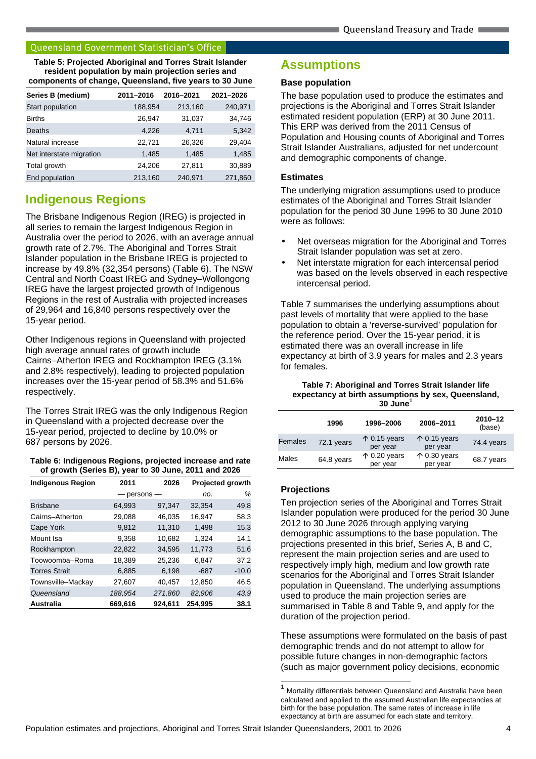**Table 5: Projected Aboriginal and Torres Strait Islander resident population by main projection series and components of change, Queensland, five years to 30 June**

| Series B (medium) | 2011–2016 | 2016–2021 | 2021–2026 |
|---|---|---|---|
| Start population | 188,954 | 213,160 | 240,971 |
| Births | 26,947 | 31,037 | 34,746 |
| Deaths | 4,226 | 4,711 | 5,342 |
| Natural increase | 22,721 | 26,326 | 29,404 |
| Net interstate migration | 1,485 | 1,485 | 1,485 |
| Total growth | 24,206 | 27,811 | 30,889 |
| End population | 213,160 | 240,971 | 271,860 |

## Indigenous Regions

The Brisbane Indigenous Region (IREG) is projected in all series to remain the largest Indigenous Region in Australia over the period to 2026, with an average annual growth rate of 2.7%. The Aboriginal and Torres Strait Islander population in the Brisbane IREG is projected to increase by 49.8% (32,354 persons) (Table 6). The NSW Central and North Coast IREG and Sydney–Wollongong IREG have the largest projected growth of Indigenous Regions in the rest of Australia with projected increases of 29,964 and 16,840 persons respectively over the 15-year period.

Other Indigenous regions in Queensland with projected high average annual rates of growth include Cairns–Atherton IREG and Rockhampton IREG (3.1% and 2.8% respectively), leading to projected population increases over the 15-year period of 58.3% and 51.6% respectively.

The Torres Strait IREG was the only Indigenous Region in Queensland with a projected decrease over the 15-year period, projected to decline by 10.0% or 687 persons by 2026.

**Table 6: Indigenous Regions, projected increase and rate of growth (Series B), year to 30 June, 2011 and 2026**

| Indigenous Region | 2011 | 2026 | Projected growth | |
|---|---|---|---|---|
| | — persons — | | *no.* | *%* |
| Brisbane | 64,993 | 97,347 | 32,354 | 49.8 |
| Cairns–Atherton | 29,088 | 46,035 | 16,947 | 58.3 |
| Cape York | 9,812 | 11,310 | 1,498 | 15.3 |
| Mount Isa | 9,358 | 10,682 | 1,324 | 14.1 |
| Rockhampton | 22,822 | 34,595 | 11,773 | 51.6 |
| Toowoomba–Roma | 18,389 | 25,236 | 6,847 | 37.2 |
| Torres Strait | 6,885 | 6,198 | -687 | -10.0 |
| Townsville–Mackay | 27,607 | 40,457 | 12,850 | 46.5 |
| *Queensland* | *188,954* | *271,860* | *82,906* | *43.9* |
| **Australia** | **669,616** | **924,611** | **254,995** | **38.1** |

## Assumptions

### Base population

The base population used to produce the estimates and projections is the Aboriginal and Torres Strait Islander estimated resident population (ERP) at 30 June 2011. This ERP was derived from the 2011 Census of Population and Housing counts of Aboriginal and Torres Strait Islander Australians, adjusted for net undercount and demographic components of change.

### Estimates

The underlying migration assumptions used to produce estimates of the Aboriginal and Torres Strait Islander population for the period 30 June 1996 to 30 June 2010 were as follows:

- Net overseas migration for the Aboriginal and Torres Strait Islander population was set at zero.
- Net interstate migration for each intercensal period was based on the levels observed in each respective intercensal period.

Table 7 summarises the underlying assumptions about past levels of mortality that were applied to the base population to obtain a 'reverse-survived' population for the reference period. Over the 15-year period, it is estimated there was an overall increase in life expectancy at birth of 3.9 years for males and 2.3 years for females.

**Table 7: Aboriginal and Torres Strait Islander life expectancy at birth assumptions by sex, Queensland, 30 June[1]**

| | 1996 | 1996–2006 | 2006–2011 | 2010–12 (base) |
|---|---|---|---|---|
| Females | 72.1 years | ↑ 0.15 years per year | ↑ 0.15 years per year | 74.4 years |
| Males | 64.8 years | ↑ 0.20 years per year | ↑ 0.30 years per year | 68.7 years |

### Projections

Ten projection series of the Aboriginal and Torres Strait Islander population were produced for the period 30 June 2012 to 30 June 2026 through applying varying demographic assumptions to the base population. The projections presented in this brief, Series A, B and C, represent the main projection series and are used to respectively imply high, medium and low growth rate scenarios for the Aboriginal and Torres Strait Islander population in Queensland. The underlying assumptions used to produce the main projection series are summarised in Table 8 and Table 9, and apply for the duration of the projection period.

These assumptions were formulated on the basis of past demographic trends and do not attempt to allow for possible future changes in non-demographic factors (such as major government policy decisions, economic

[1] Mortality differentials between Queensland and Australia have been calculated and applied to the assumed Australian life expectancies at birth for the base population. The same rates of increase in life expectancy at birth are assumed for each state and territory.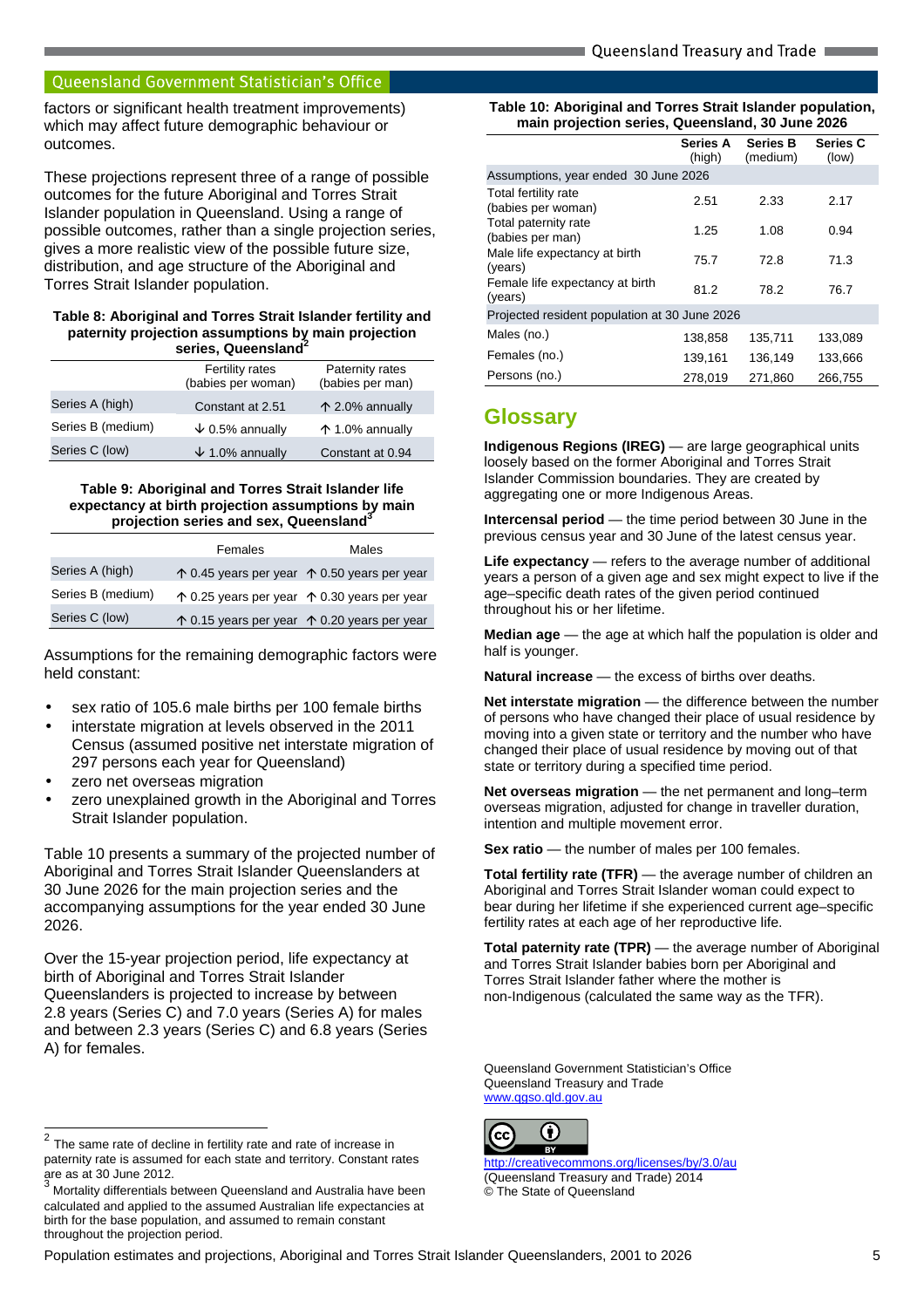factors or significant health treatment improvements) which may affect future demographic behaviour or outcomes.

These projections represent three of a range of possible outcomes for the future Aboriginal and Torres Strait Islander population in Queensland. Using a range of possible outcomes, rather than a single projection series, gives a more realistic view of the possible future size, distribution, and age structure of the Aboriginal and Torres Strait Islander population.

**Table 8: Aboriginal and Torres Strait Islander fertility and paternity projection assumptions by main projection series, Queensland[2]**

| | Fertility rates (babies per woman) | Paternity rates (babies per man) |
|---|---|---|
| Series A (high) | Constant at 2.51 | ↑ 2.0% annually |
| Series B (medium) | ↓ 0.5% annually | ↑ 1.0% annually |
| Series C (low) | ↓ 1.0% annually | Constant at 0.94 |

**Table 9: Aboriginal and Torres Strait Islander life expectancy at birth projection assumptions by main projection series and sex, Queensland[3]**

| | Females | Males |
|---|---|---|
| Series A (high) | ↑ 0.45 years per year | ↑ 0.50 years per year |
| Series B (medium) | ↑ 0.25 years per year | ↑ 0.30 years per year |
| Series C (low) | ↑ 0.15 years per year | ↑ 0.20 years per year |

Assumptions for the remaining demographic factors were held constant:

- sex ratio of 105.6 male births per 100 female births
- interstate migration at levels observed in the 2011 Census (assumed positive net interstate migration of 297 persons each year for Queensland)
- zero net overseas migration
- zero unexplained growth in the Aboriginal and Torres Strait Islander population.

Table 10 presents a summary of the projected number of Aboriginal and Torres Strait Islander Queenslanders at 30 June 2026 for the main projection series and the accompanying assumptions for the year ended 30 June 2026.

Over the 15-year projection period, life expectancy at birth of Aboriginal and Torres Strait Islander Queenslanders is projected to increase by between 2.8 years (Series C) and 7.0 years (Series A) for males and between 2.3 years (Series C) and 6.8 years (Series A) for females.

[2] The same rate of decline in fertility rate and rate of increase in paternity rate is assumed for each state and territory. Constant rates are as at 30 June 2012.

[3] Mortality differentials between Queensland and Australia have been calculated and applied to the assumed Australian life expectancies at birth for the base population, and assumed to remain constant throughout the projection period.

**Table 10: Aboriginal and Torres Strait Islander population, main projection series, Queensland, 30 June 2026**

| | Series A (high) | Series B (medium) | Series C (low) |
|---|---|---|---|
| Assumptions, year ended 30 June 2026 | | | |
| Total fertility rate (babies per woman) | 2.51 | 2.33 | 2.17 |
| Total paternity rate (babies per man) | 1.25 | 1.08 | 0.94 |
| Male life expectancy at birth (years) | 75.7 | 72.8 | 71.3 |
| Female life expectancy at birth (years) | 81.2 | 78.2 | 76.7 |
| Projected resident population at 30 June 2026 | | | |
| Males (no.) | 138,858 | 135,711 | 133,089 |
| Females (no.) | 139,161 | 136,149 | 133,666 |
| Persons (no.) | 278,019 | 271,860 | 266,755 |

## Glossary

**Indigenous Regions (IREG)** — are large geographical units loosely based on the former Aboriginal and Torres Strait Islander Commission boundaries. They are created by aggregating one or more Indigenous Areas.

**Intercensal period** — the time period between 30 June in the previous census year and 30 June of the latest census year.

**Life expectancy** — refers to the average number of additional years a person of a given age and sex might expect to live if the age–specific death rates of the given period continued throughout his or her lifetime.

**Median age** — the age at which half the population is older and half is younger.

**Natural increase** — the excess of births over deaths.

**Net interstate migration** — the difference between the number of persons who have changed their place of usual residence by moving into a given state or territory and the number who have changed their place of usual residence by moving out of that state or territory during a specified time period.

**Net overseas migration** — the net permanent and long–term overseas migration, adjusted for change in traveller duration, intention and multiple movement error.

**Sex ratio** — the number of males per 100 females.

**Total fertility rate (TFR)** — the average number of children an Aboriginal and Torres Strait Islander woman could expect to bear during her lifetime if she experienced current age–specific fertility rates at each age of her reproductive life.

**Total paternity rate (TPR)** — the average number of Aboriginal and Torres Strait Islander babies born per Aboriginal and Torres Strait Islander father where the mother is non-Indigenous (calculated the same way as the TFR).

Queensland Government Statistician's Office
Queensland Treasury and Trade
www.qgso.qld.gov.au

http://creativecommons.org/licenses/by/3.0/au
(Queensland Treasury and Trade) 2014
© The State of Queensland